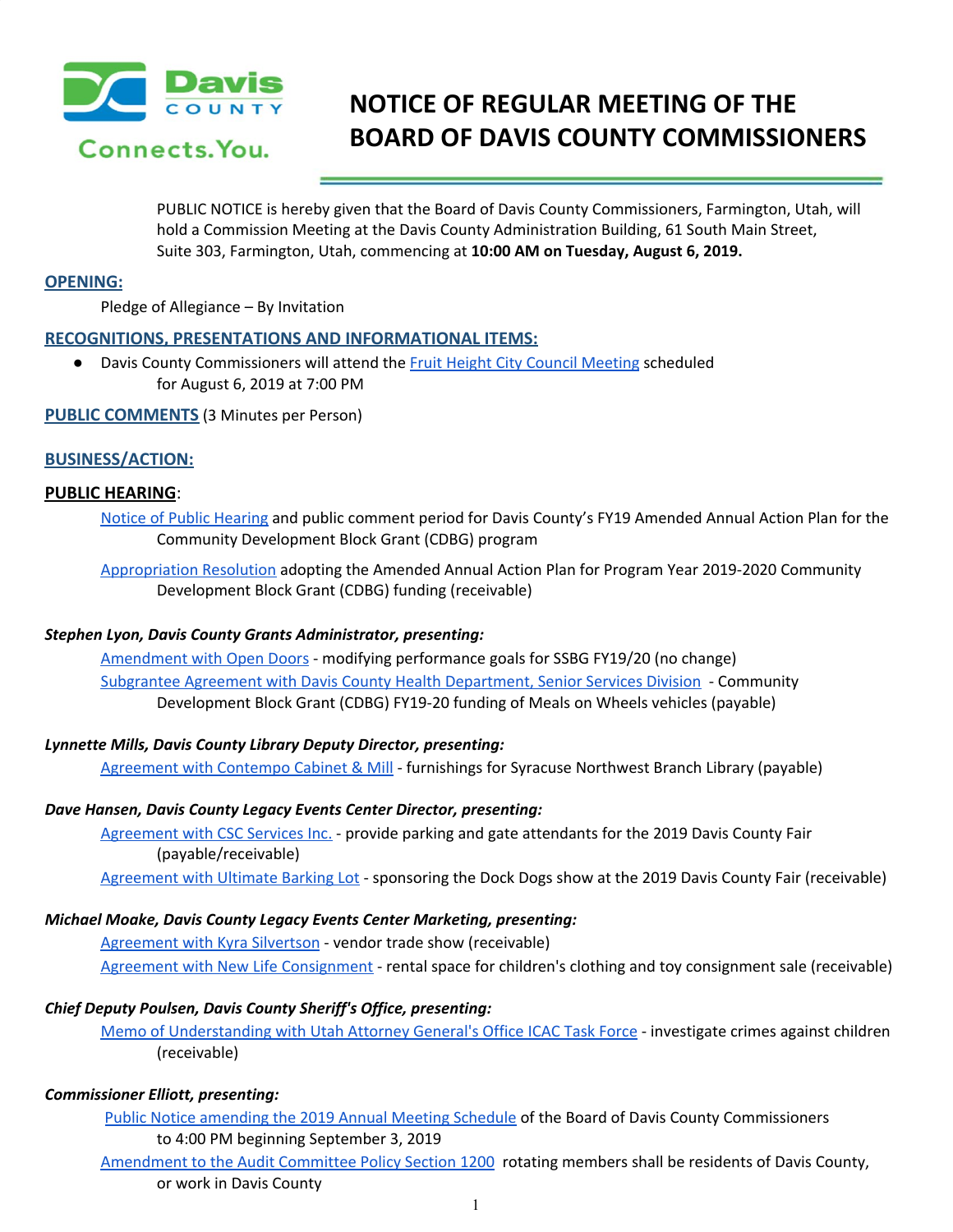# NOTICE OF REGULAR MEETING OF THE BOARD OF DAVIS COUNTY COMMISSIONERS

PUBLIC NOTICE is hereby given that the Board of Davis County Commissioners, Farmington, Utah, will hold a Commission Meeting at the Davis County Administration Building, 61 South Main Street, Suite 303, Farmington, Utah, commencing at **10:00 AM on Tuesday, August 6, 2019.**

## OPENING:

Pledge of Allegiance – By Invitation

## RECOGNITIONS, PRESENTATIONS AND INFORMATIONAL ITEMS:

- Davis County Commissioners will attend the Fruit Height City Council Meeting scheduled for August 6, 2019 at 7:00 PM

## PUBLIC COMMENTS (3 Minutes per Person)

## BUSINESS/ACTION:

### PUBLIC HEARING:

Notice of Public Hearing and public comment period for Davis County's FY19 Amended Annual Action Plan for the Community Development Block Grant (CDBG) program

Appropriation Resolution adopting the Amended Annual Action Plan for Program Year 2019-2020 Community Development Block Grant (CDBG) funding (receivable)

***Stephen Lyon, Davis County Grants Administrator, presenting:***

Amendment with Open Doors - modifying performance goals for SSBG FY19/20 (no change)

Subgrantee Agreement with Davis County Health Department, Senior Services Division - Community Development Block Grant (CDBG) FY19-20 funding of Meals on Wheels vehicles (payable)

***Lynnette Mills, Davis County Library Deputy Director, presenting:***

Agreement with Contempo Cabinet & Mill - furnishings for Syracuse Northwest Branch Library (payable)

***Dave Hansen, Davis County Legacy Events Center Director, presenting:***

Agreement with CSC Services Inc. - provide parking and gate attendants for the 2019 Davis County Fair (payable/receivable)

Agreement with Ultimate Barking Lot - sponsoring the Dock Dogs show at the 2019 Davis County Fair (receivable)

***Michael Moake, Davis County Legacy Events Center Marketing, presenting:***

Agreement with Kyra Silvertson - vendor trade show (receivable)

Agreement with New Life Consignment - rental space for children's clothing and toy consignment sale (receivable)

***Chief Deputy Poulsen, Davis County Sheriff's Office, presenting:***

Memo of Understanding with Utah Attorney General's Office ICAC Task Force - investigate crimes against children (receivable)

***Commissioner Elliott, presenting:***

Public Notice amending the 2019 Annual Meeting Schedule of the Board of Davis County Commissioners to 4:00 PM beginning September 3, 2019

Amendment to the Audit Committee Policy Section 1200 rotating members shall be residents of Davis County, or work in Davis County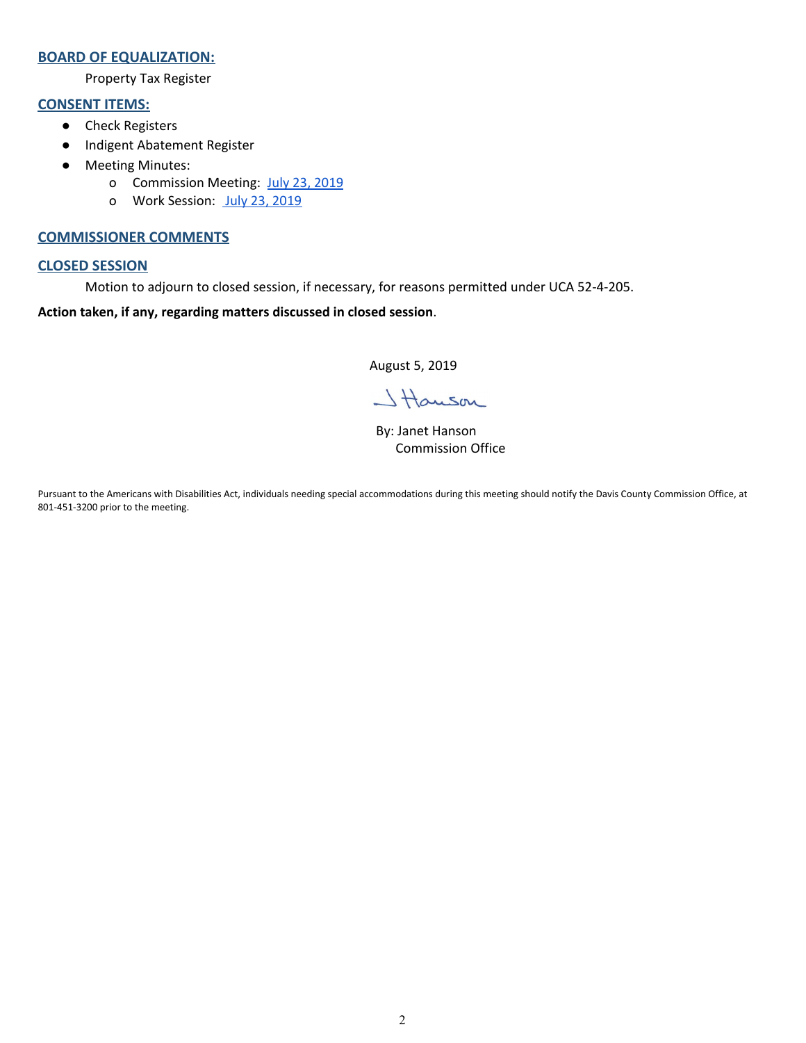## BOARD OF EQUALIZATION:

Property Tax Register

## CONSENT ITEMS:

- Check Registers
- Indigent Abatement Register
- Meeting Minutes:
    - Commission Meeting: July 23, 2019
    - Work Session: July 23, 2019

## COMMISSIONER COMMENTS

## CLOSED SESSION

Motion to adjourn to closed session, if necessary, for reasons permitted under UCA 52-4-205.

**Action taken, if any, regarding matters discussed in closed session**.

August 5, 2019

J Hanson

By: Janet Hanson
Commission Office

Pursuant to the Americans with Disabilities Act, individuals needing special accommodations during this meeting should notify the Davis County Commission Office, at 801-451-3200 prior to the meeting.